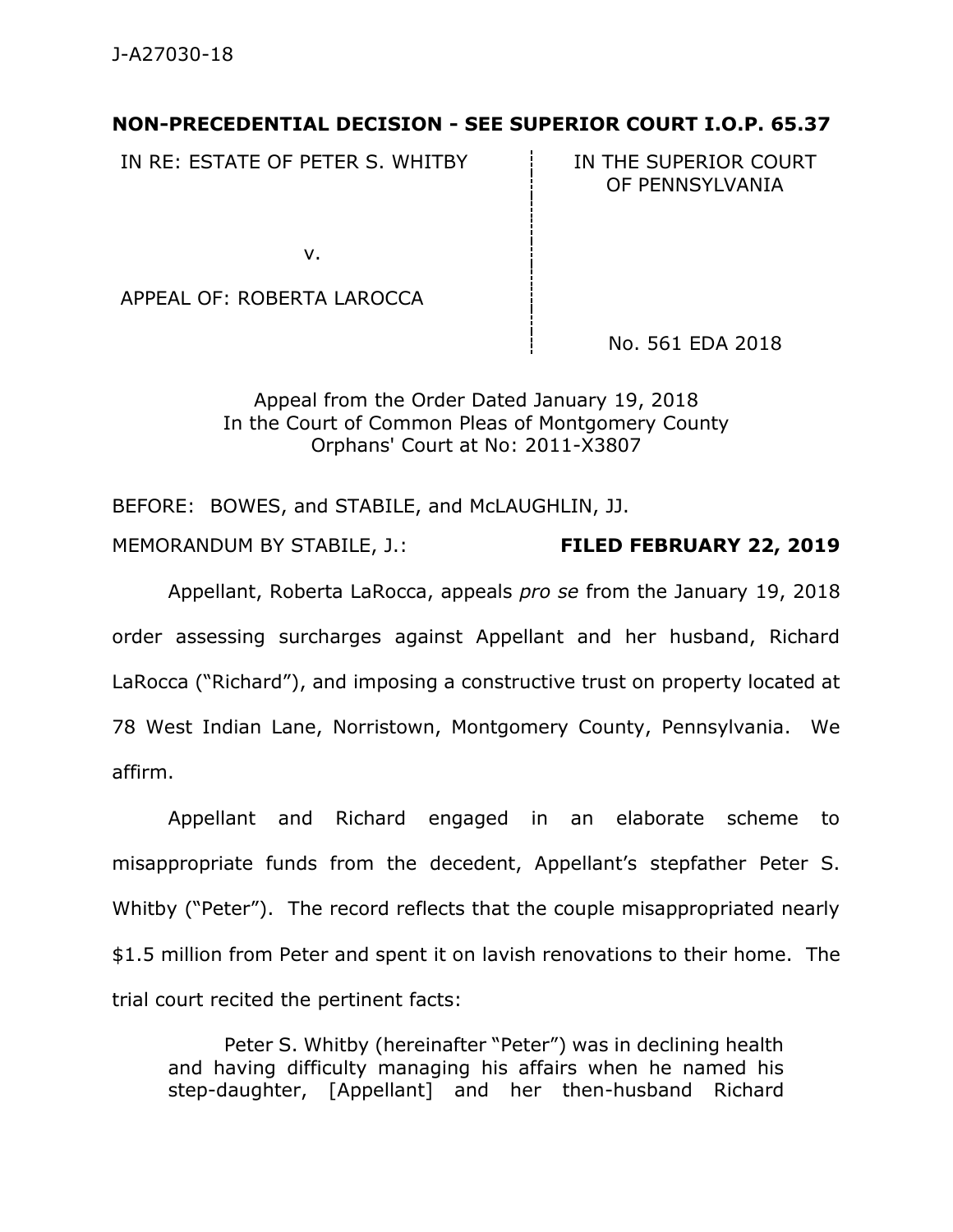**NON-PRECEDENTIAL DECISION - SEE SUPERIOR COURT I.O.P. 65.37**

| | |
|---|---|
| IN RE: ESTATE OF PETER S. WHITBY<br><br>v.<br><br>APPEAL OF: ROBERTA LAROCCA | IN THE SUPERIOR COURT OF PENNSYLVANIA<br><br><br><br>No. 561 EDA 2018 |

Appeal from the Order Dated January 19, 2018
In the Court of Common Pleas of Montgomery County
Orphans' Court at No: 2011-X3807

BEFORE: BOWES, and STABILE, and McLAUGHLIN, JJ.

MEMORANDUM BY STABILE, J.: **FILED FEBRUARY 22, 2019**

Appellant, Roberta LaRocca, appeals *pro se* from the January 19, 2018 order assessing surcharges against Appellant and her husband, Richard LaRocca ("Richard"), and imposing a constructive trust on property located at 78 West Indian Lane, Norristown, Montgomery County, Pennsylvania. We affirm.

Appellant and Richard engaged in an elaborate scheme to misappropriate funds from the decedent, Appellant's stepfather Peter S. Whitby ("Peter"). The record reflects that the couple misappropriated nearly $1.5 million from Peter and spent it on lavish renovations to their home. The trial court recited the pertinent facts:

> Peter S. Whitby (hereinafter "Peter") was in declining health and having difficulty managing his affairs when he named his step-daughter, [Appellant] and her then-husband Richard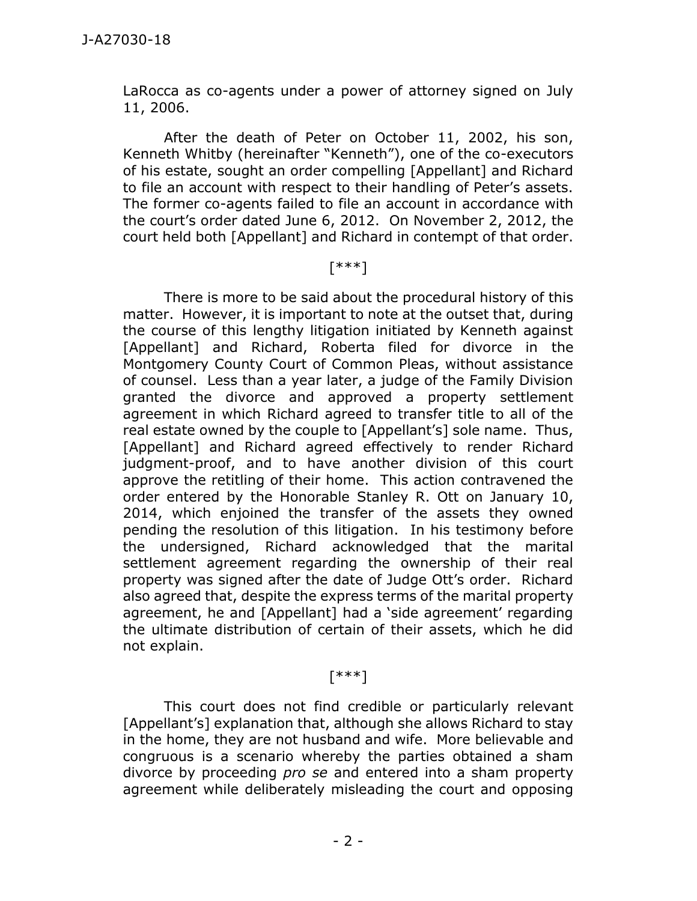LaRocca as co-agents under a power of attorney signed on July 11, 2006.

After the death of Peter on October 11, 2002, his son, Kenneth Whitby (hereinafter "Kenneth"), one of the co-executors of his estate, sought an order compelling [Appellant] and Richard to file an account with respect to their handling of Peter's assets. The former co-agents failed to file an account in accordance with the court's order dated June 6, 2012. On November 2, 2012, the court held both [Appellant] and Richard in contempt of that order.

[***]

There is more to be said about the procedural history of this matter. However, it is important to note at the outset that, during the course of this lengthy litigation initiated by Kenneth against [Appellant] and Richard, Roberta filed for divorce in the Montgomery County Court of Common Pleas, without assistance of counsel. Less than a year later, a judge of the Family Division granted the divorce and approved a property settlement agreement in which Richard agreed to transfer title to all of the real estate owned by the couple to [Appellant's] sole name. Thus, [Appellant] and Richard agreed effectively to render Richard judgment-proof, and to have another division of this court approve the retitling of their home. This action contravened the order entered by the Honorable Stanley R. Ott on January 10, 2014, which enjoined the transfer of the assets they owned pending the resolution of this litigation. In his testimony before the undersigned, Richard acknowledged that the marital settlement agreement regarding the ownership of their real property was signed after the date of Judge Ott's order. Richard also agreed that, despite the express terms of the marital property agreement, he and [Appellant] had a 'side agreement' regarding the ultimate distribution of certain of their assets, which he did not explain.

[***]

This court does not find credible or particularly relevant [Appellant's] explanation that, although she allows Richard to stay in the home, they are not husband and wife. More believable and congruous is a scenario whereby the parties obtained a sham divorce by proceeding *pro se* and entered into a sham property agreement while deliberately misleading the court and opposing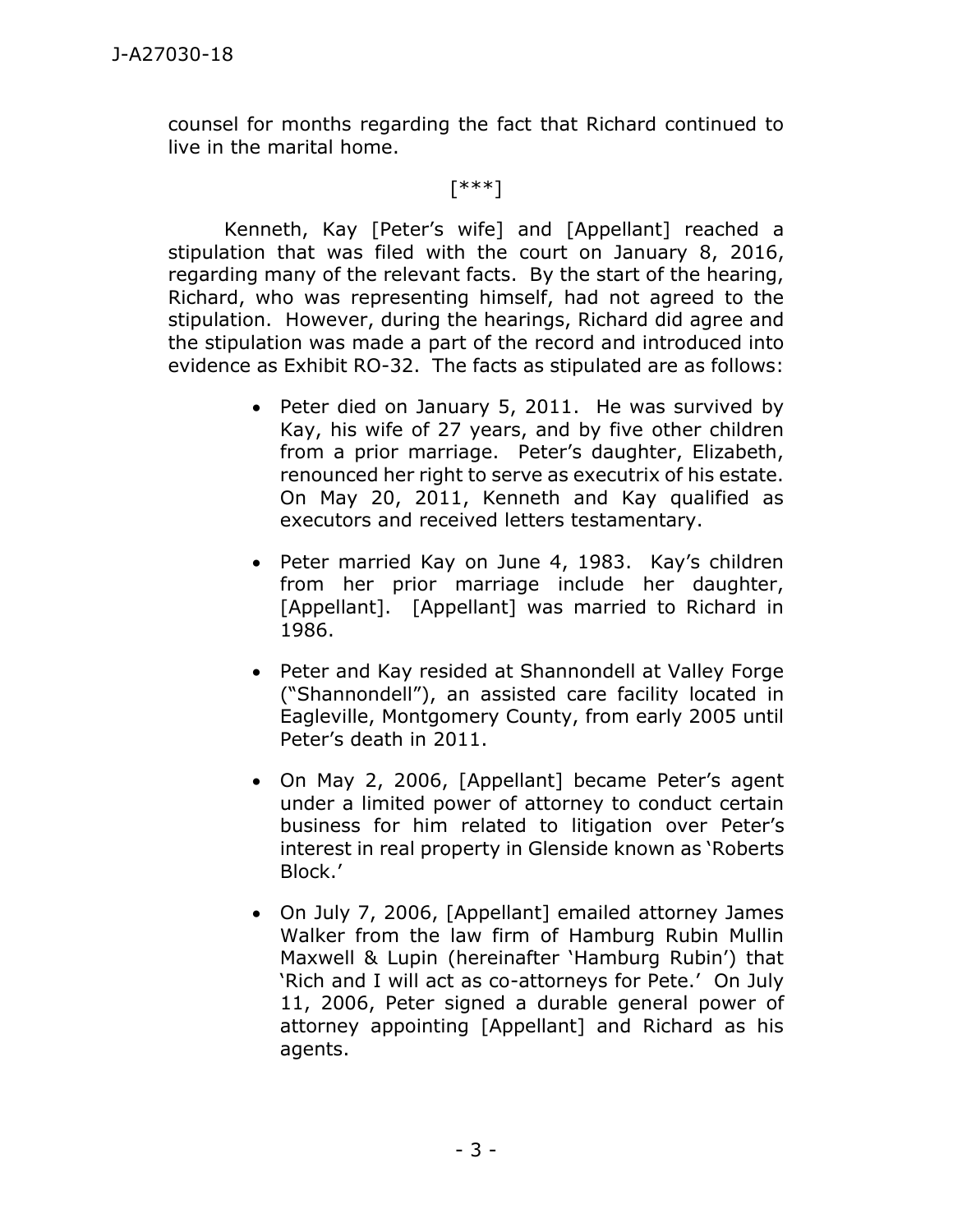counsel for months regarding the fact that Richard continued to live in the marital home.

[***]

Kenneth, Kay [Peter's wife] and [Appellant] reached a stipulation that was filed with the court on January 8, 2016, regarding many of the relevant facts. By the start of the hearing, Richard, who was representing himself, had not agreed to the stipulation. However, during the hearings, Richard did agree and the stipulation was made a part of the record and introduced into evidence as Exhibit RO-32. The facts as stipulated are as follows:

- Peter died on January 5, 2011. He was survived by Kay, his wife of 27 years, and by five other children from a prior marriage. Peter's daughter, Elizabeth, renounced her right to serve as executrix of his estate. On May 20, 2011, Kenneth and Kay qualified as executors and received letters testamentary.

- Peter married Kay on June 4, 1983. Kay's children from her prior marriage include her daughter, [Appellant]. [Appellant] was married to Richard in 1986.

- Peter and Kay resided at Shannondell at Valley Forge ("Shannondell"), an assisted care facility located in Eagleville, Montgomery County, from early 2005 until Peter's death in 2011.

- On May 2, 2006, [Appellant] became Peter's agent under a limited power of attorney to conduct certain business for him related to litigation over Peter's interest in real property in Glenside known as 'Roberts Block.'

- On July 7, 2006, [Appellant] emailed attorney James Walker from the law firm of Hamburg Rubin Mullin Maxwell & Lupin (hereinafter 'Hamburg Rubin') that 'Rich and I will act as co-attorneys for Pete.' On July 11, 2006, Peter signed a durable general power of attorney appointing [Appellant] and Richard as his agents.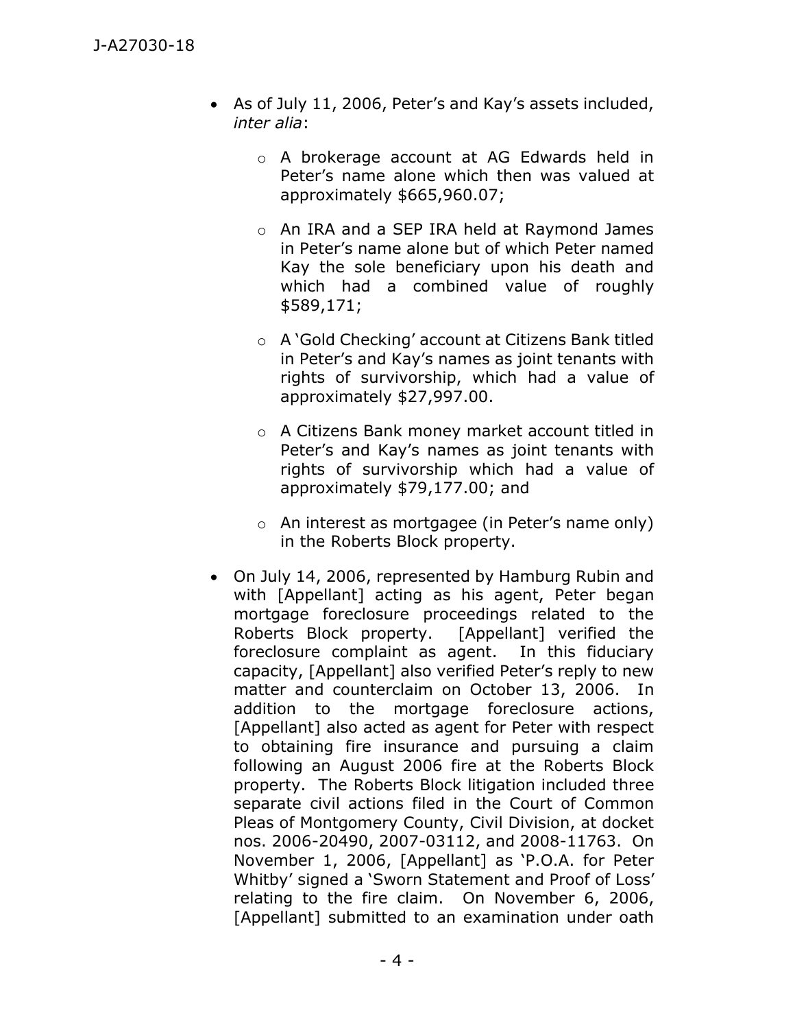- As of July 11, 2006, Peter's and Kay's assets included, *inter alia*:

  - A brokerage account at AG Edwards held in Peter's name alone which then was valued at approximately $665,960.07;

  - An IRA and a SEP IRA held at Raymond James in Peter's name alone but of which Peter named Kay the sole beneficiary upon his death and which had a combined value of roughly $589,171;

  - A 'Gold Checking' account at Citizens Bank titled in Peter's and Kay's names as joint tenants with rights of survivorship, which had a value of approximately $27,997.00.

  - A Citizens Bank money market account titled in Peter's and Kay's names as joint tenants with rights of survivorship which had a value of approximately $79,177.00; and

  - An interest as mortgagee (in Peter's name only) in the Roberts Block property.

- On July 14, 2006, represented by Hamburg Rubin and with [Appellant] acting as his agent, Peter began mortgage foreclosure proceedings related to the Roberts Block property. [Appellant] verified the foreclosure complaint as agent. In this fiduciary capacity, [Appellant] also verified Peter's reply to new matter and counterclaim on October 13, 2006. In addition to the mortgage foreclosure actions, [Appellant] also acted as agent for Peter with respect to obtaining fire insurance and pursuing a claim following an August 2006 fire at the Roberts Block property. The Roberts Block litigation included three separate civil actions filed in the Court of Common Pleas of Montgomery County, Civil Division, at docket nos. 2006-20490, 2007-03112, and 2008-11763. On November 1, 2006, [Appellant] as 'P.O.A. for Peter Whitby' signed a 'Sworn Statement and Proof of Loss' relating to the fire claim. On November 6, 2006, [Appellant] submitted to an examination under oath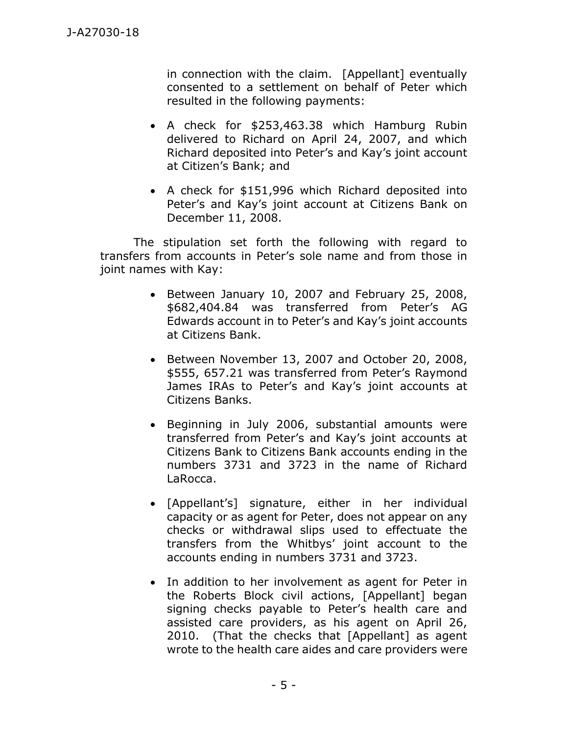in connection with the claim. [Appellant] eventually consented to a settlement on behalf of Peter which resulted in the following payments:

- A check for $253,463.38 which Hamburg Rubin delivered to Richard on April 24, 2007, and which Richard deposited into Peter's and Kay's joint account at Citizen's Bank; and
- A check for $151,996 which Richard deposited into Peter's and Kay's joint account at Citizens Bank on December 11, 2008.

The stipulation set forth the following with regard to transfers from accounts in Peter's sole name and from those in joint names with Kay:

- Between January 10, 2007 and February 25, 2008, $682,404.84 was transferred from Peter's AG Edwards account in to Peter's and Kay's joint accounts at Citizens Bank.
- Between November 13, 2007 and October 20, 2008, $555, 657.21 was transferred from Peter's Raymond James IRAs to Peter's and Kay's joint accounts at Citizens Banks.
- Beginning in July 2006, substantial amounts were transferred from Peter's and Kay's joint accounts at Citizens Bank to Citizens Bank accounts ending in the numbers 3731 and 3723 in the name of Richard LaRocca.
- [Appellant's] signature, either in her individual capacity or as agent for Peter, does not appear on any checks or withdrawal slips used to effectuate the transfers from the Whitbys' joint account to the accounts ending in numbers 3731 and 3723.
- In addition to her involvement as agent for Peter in the Roberts Block civil actions, [Appellant] began signing checks payable to Peter's health care and assisted care providers, as his agent on April 26, 2010. (That the checks that [Appellant] as agent wrote to the health care aides and care providers were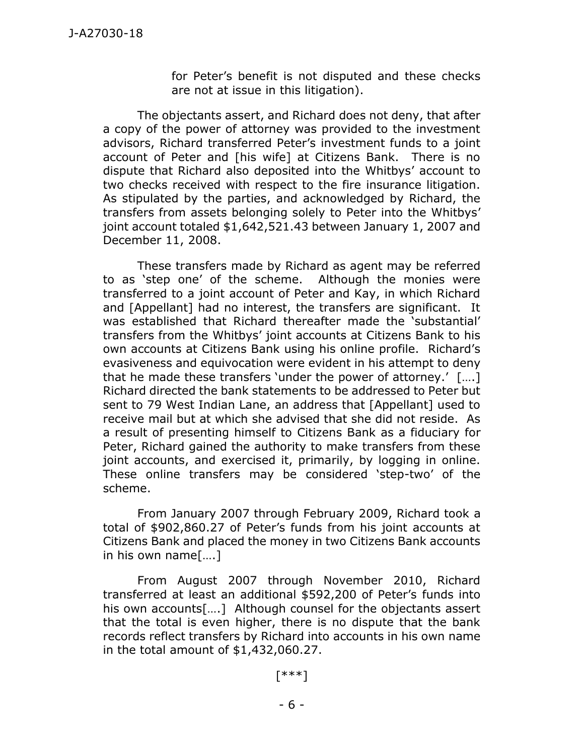for Peter's benefit is not disputed and these checks are not at issue in this litigation).

The objectants assert, and Richard does not deny, that after a copy of the power of attorney was provided to the investment advisors, Richard transferred Peter's investment funds to a joint account of Peter and [his wife] at Citizens Bank. There is no dispute that Richard also deposited into the Whitbys' account to two checks received with respect to the fire insurance litigation. As stipulated by the parties, and acknowledged by Richard, the transfers from assets belonging solely to Peter into the Whitbys' joint account totaled $1,642,521.43 between January 1, 2007 and December 11, 2008.

These transfers made by Richard as agent may be referred to as 'step one' of the scheme. Although the monies were transferred to a joint account of Peter and Kay, in which Richard and [Appellant] had no interest, the transfers are significant. It was established that Richard thereafter made the 'substantial' transfers from the Whitbys' joint accounts at Citizens Bank to his own accounts at Citizens Bank using his online profile. Richard's evasiveness and equivocation were evident in his attempt to deny that he made these transfers 'under the power of attorney.' [….] Richard directed the bank statements to be addressed to Peter but sent to 79 West Indian Lane, an address that [Appellant] used to receive mail but at which she advised that she did not reside. As a result of presenting himself to Citizens Bank as a fiduciary for Peter, Richard gained the authority to make transfers from these joint accounts, and exercised it, primarily, by logging in online. These online transfers may be considered 'step-two' of the scheme.

From January 2007 through February 2009, Richard took a total of $902,860.27 of Peter's funds from his joint accounts at Citizens Bank and placed the money in two Citizens Bank accounts in his own name[….]

From August 2007 through November 2010, Richard transferred at least an additional $592,200 of Peter's funds into his own accounts[….] Although counsel for the objectants assert that the total is even higher, there is no dispute that the bank records reflect transfers by Richard into accounts in his own name in the total amount of $1,432,060.27.

[***]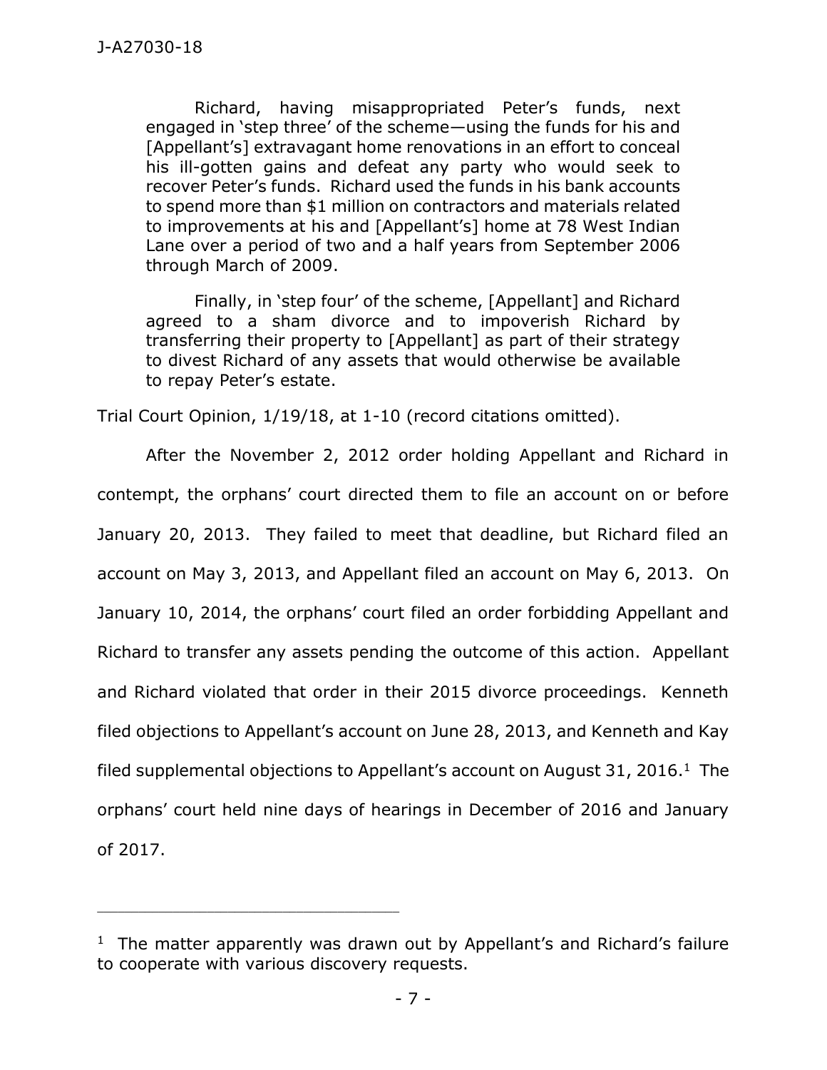> Richard, having misappropriated Peter's funds, next engaged in 'step three' of the scheme—using the funds for his and [Appellant's] extravagant home renovations in an effort to conceal his ill-gotten gains and defeat any party who would seek to recover Peter's funds. Richard used the funds in his bank accounts to spend more than $1 million on contractors and materials related to improvements at his and [Appellant's] home at 78 West Indian Lane over a period of two and a half years from September 2006 through March of 2009.
>
> Finally, in 'step four' of the scheme, [Appellant] and Richard agreed to a sham divorce and to impoverish Richard by transferring their property to [Appellant] as part of their strategy to divest Richard of any assets that would otherwise be available to repay Peter's estate.

Trial Court Opinion, 1/19/18, at 1-10 (record citations omitted).

After the November 2, 2012 order holding Appellant and Richard in contempt, the orphans' court directed them to file an account on or before January 20, 2013. They failed to meet that deadline, but Richard filed an account on May 3, 2013, and Appellant filed an account on May 6, 2013. On January 10, 2014, the orphans' court filed an order forbidding Appellant and Richard to transfer any assets pending the outcome of this action. Appellant and Richard violated that order in their 2015 divorce proceedings. Kenneth filed objections to Appellant's account on June 28, 2013, and Kenneth and Kay filed supplemental objections to Appellant's account on August 31, 2016.[1] The orphans' court held nine days of hearings in December of 2016 and January of 2017.

---

[1] The matter apparently was drawn out by Appellant's and Richard's failure to cooperate with various discovery requests.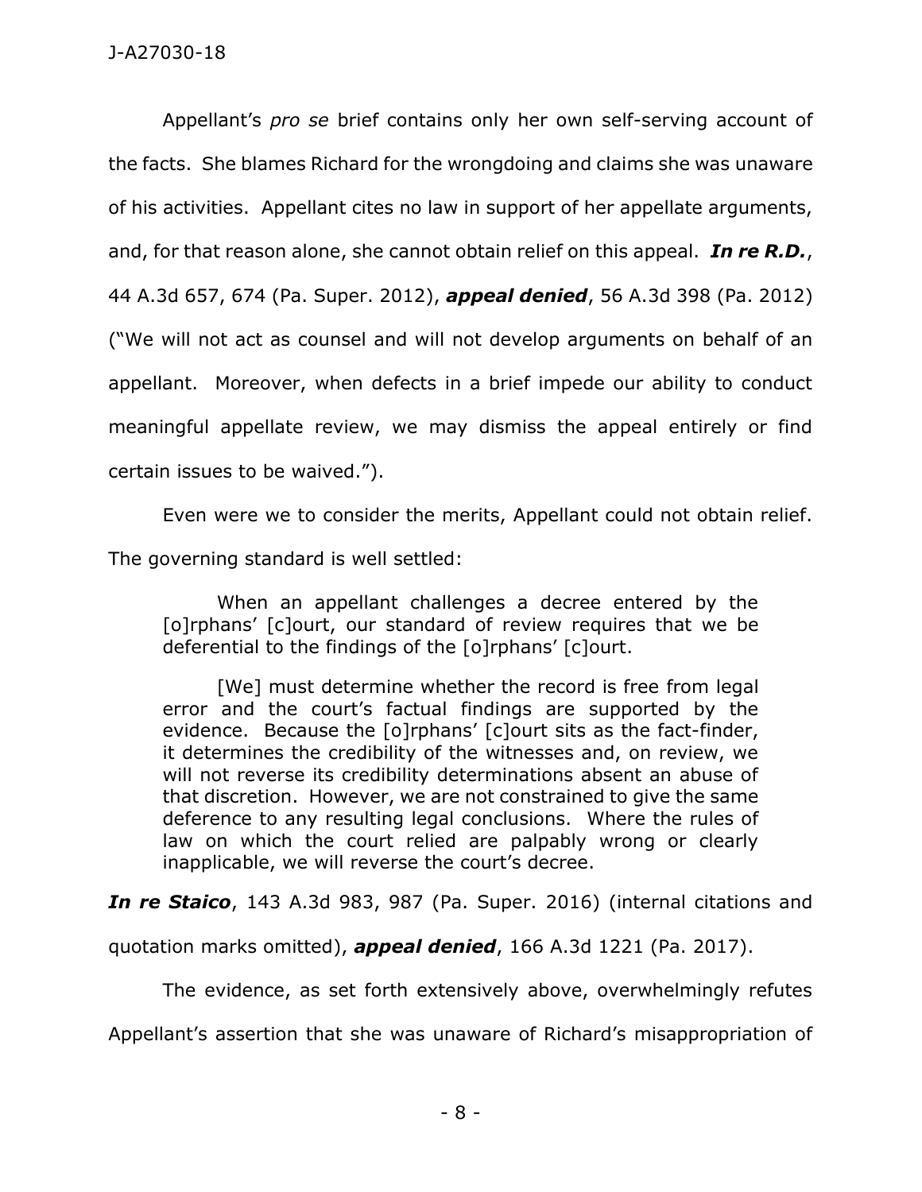Appellant's *pro se* brief contains only her own self-serving account of the facts. She blames Richard for the wrongdoing and claims she was unaware of his activities. Appellant cites no law in support of her appellate arguments, and, for that reason alone, she cannot obtain relief on this appeal. ***In re R.D.***, 44 A.3d 657, 674 (Pa. Super. 2012), ***appeal denied***, 56 A.3d 398 (Pa. 2012) ("We will not act as counsel and will not develop arguments on behalf of an appellant. Moreover, when defects in a brief impede our ability to conduct meaningful appellate review, we may dismiss the appeal entirely or find certain issues to be waived.").

Even were we to consider the merits, Appellant could not obtain relief. The governing standard is well settled:

> When an appellant challenges a decree entered by the [o]rphans' [c]ourt, our standard of review requires that we be deferential to the findings of the [o]rphans' [c]ourt.
>
> [We] must determine whether the record is free from legal error and the court's factual findings are supported by the evidence. Because the [o]rphans' [c]ourt sits as the fact-finder, it determines the credibility of the witnesses and, on review, we will not reverse its credibility determinations absent an abuse of that discretion. However, we are not constrained to give the same deference to any resulting legal conclusions. Where the rules of law on which the court relied are palpably wrong or clearly inapplicable, we will reverse the court's decree.

***In re Staico***, 143 A.3d 983, 987 (Pa. Super. 2016) (internal citations and quotation marks omitted), ***appeal denied***, 166 A.3d 1221 (Pa. 2017).

The evidence, as set forth extensively above, overwhelmingly refutes Appellant's assertion that she was unaware of Richard's misappropriation of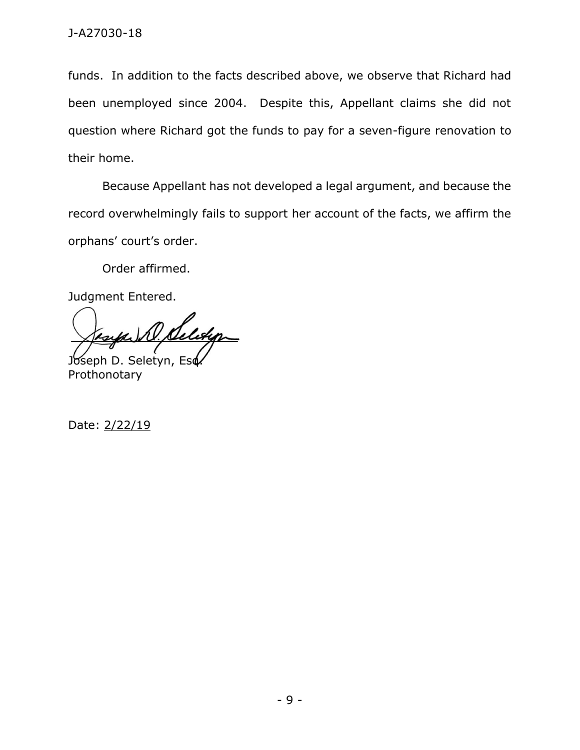funds. In addition to the facts described above, we observe that Richard had been unemployed since 2004. Despite this, Appellant claims she did not question where Richard got the funds to pay for a seven-figure renovation to their home.

Because Appellant has not developed a legal argument, and because the record overwhelmingly fails to support her account of the facts, we affirm the orphans' court's order.

Order affirmed.

Judgment Entered.

Joseph D. Seletyn, Esq.
Prothonotary

Date: 2/22/19